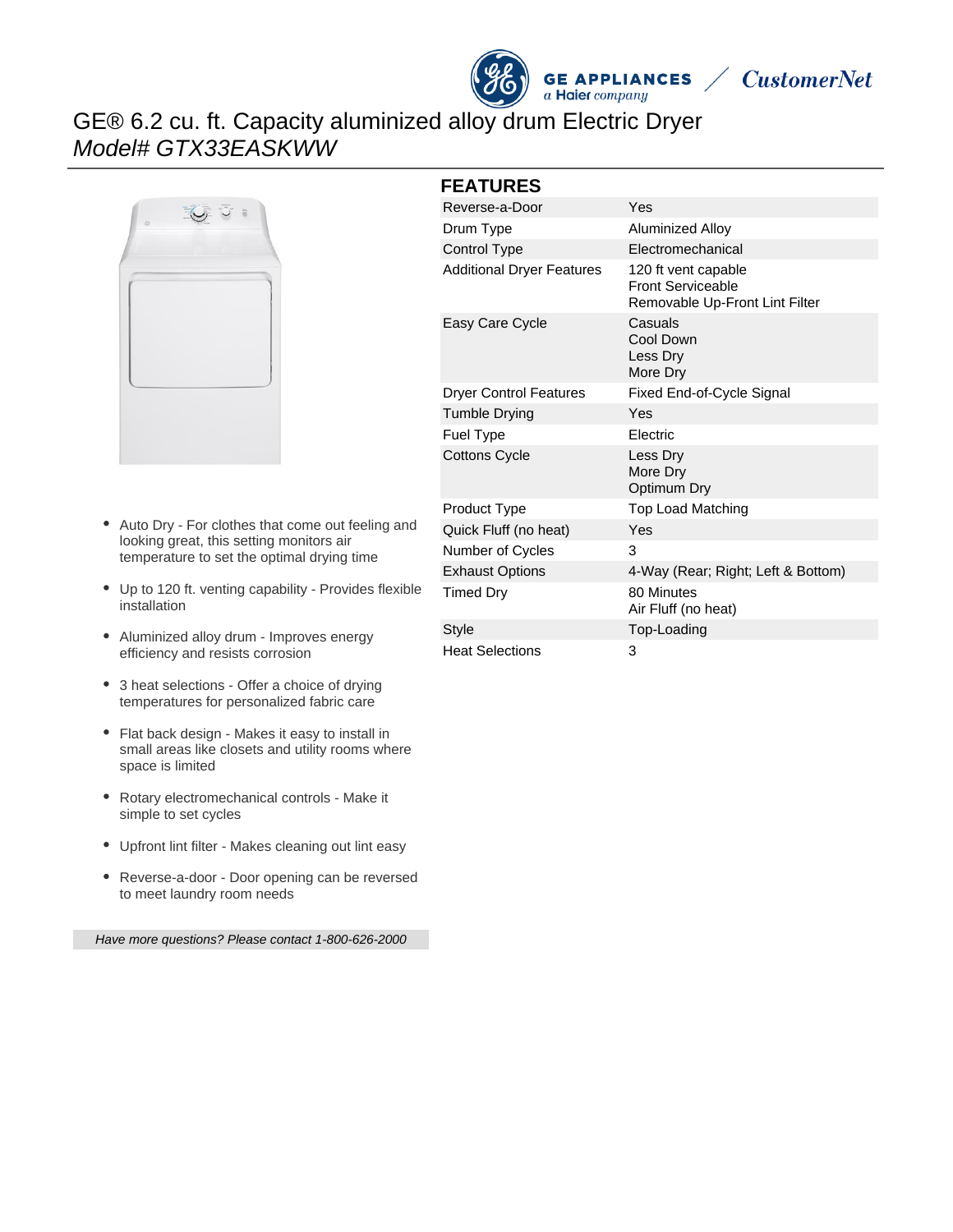# GE® 6.2 cu. ft. Capacity aluminized alloy drum Electric Dryer

*Model# GTX33EASKWW*

- Auto Dry - For clothes that come out feeling and looking great, this setting monitors air temperature to set the optimal drying time
- Up to 120 ft. venting capability - Provides flexible installation
- Aluminized alloy drum - Improves energy efficiency and resists corrosion
- 3 heat selections - Offer a choice of drying temperatures for personalized fabric care
- Flat back design - Makes it easy to install in small areas like closets and utility rooms where space is limited
- Rotary electromechanical controls - Make it simple to set cycles
- Upfront lint filter - Makes cleaning out lint easy
- Reverse-a-door - Door opening can be reversed to meet laundry room needs

*Have more questions? Please contact 1-800-626-2000*

## FEATURES

| | |
|---|---|
| Reverse-a-Door | Yes |
| Drum Type | Aluminized Alloy |
| Control Type | Electromechanical |
| Additional Dryer Features | 120 ft vent capable<br>Front Serviceable<br>Removable Up-Front Lint Filter |
| Easy Care Cycle | Casuals<br>Cool Down<br>Less Dry<br>More Dry |
| Dryer Control Features | Fixed End-of-Cycle Signal |
| Tumble Drying | Yes |
| Fuel Type | Electric |
| Cottons Cycle | Less Dry<br>More Dry<br>Optimum Dry |
| Product Type | Top Load Matching |
| Quick Fluff (no heat) | Yes |
| Number of Cycles | 3 |
| Exhaust Options | 4-Way (Rear; Right; Left & Bottom) |
| Timed Dry | 80 Minutes<br>Air Fluff (no heat) |
| Style | Top-Loading |
| Heat Selections | 3 |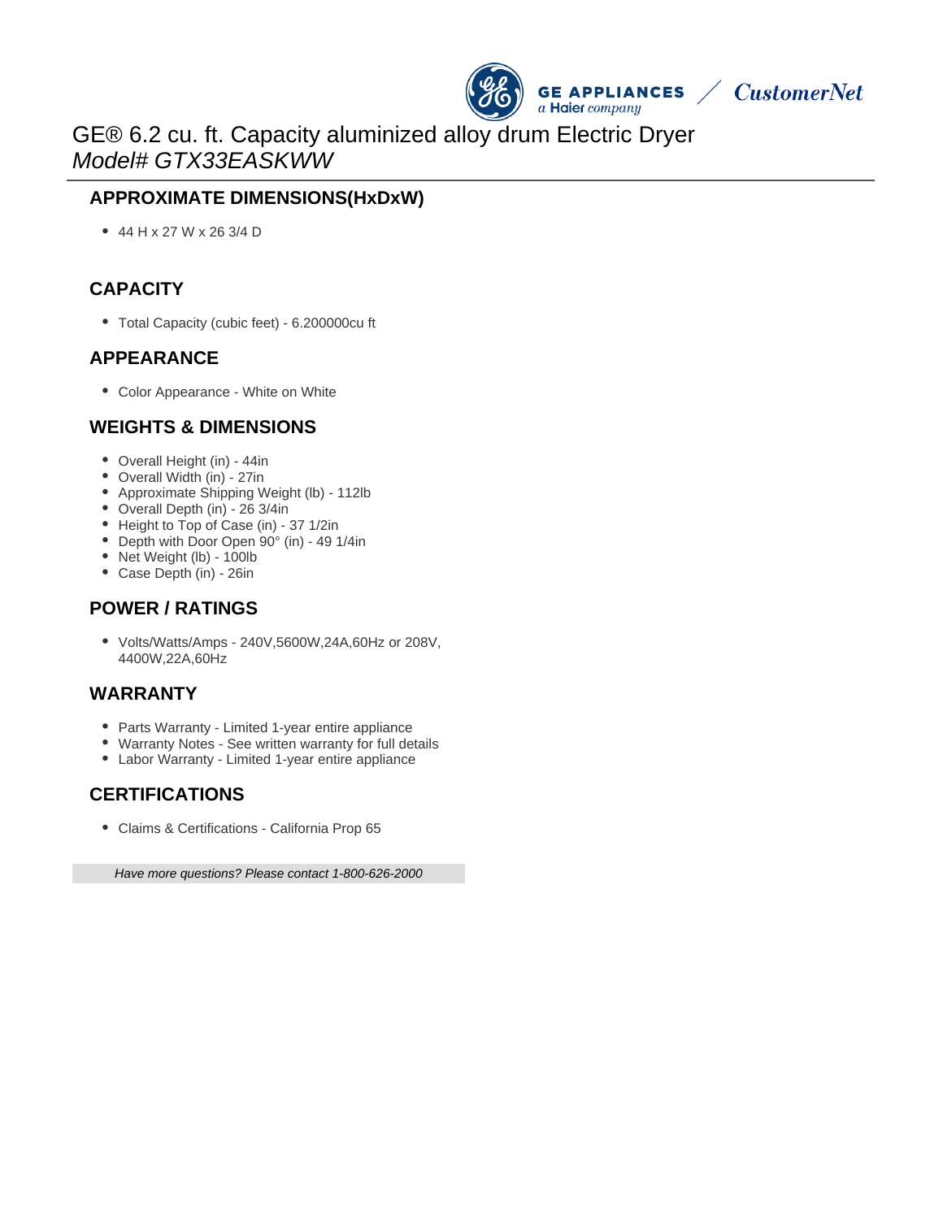# GE® 6.2 cu. ft. Capacity aluminized alloy drum Electric Dryer
*Model# GTX33EASKWW*

## APPROXIMATE DIMENSIONS(HxDxW)

- 44 H x 27 W x 26 3/4 D

## CAPACITY

- Total Capacity (cubic feet) - 6.200000cu ft

## APPEARANCE

- Color Appearance - White on White

## WEIGHTS & DIMENSIONS

- Overall Height (in) - 44in
- Overall Width (in) - 27in
- Approximate Shipping Weight (lb) - 112lb
- Overall Depth (in) - 26 3/4in
- Height to Top of Case (in) - 37 1/2in
- Depth with Door Open 90° (in) - 49 1/4in
- Net Weight (lb) - 100lb
- Case Depth (in) - 26in

## POWER / RATINGS

- Volts/Watts/Amps - 240V,5600W,24A,60Hz or 208V, 4400W,22A,60Hz

## WARRANTY

- Parts Warranty - Limited 1-year entire appliance
- Warranty Notes - See written warranty for full details
- Labor Warranty - Limited 1-year entire appliance

## CERTIFICATIONS

- Claims & Certifications - California Prop 65

*Have more questions? Please contact 1-800-626-2000*